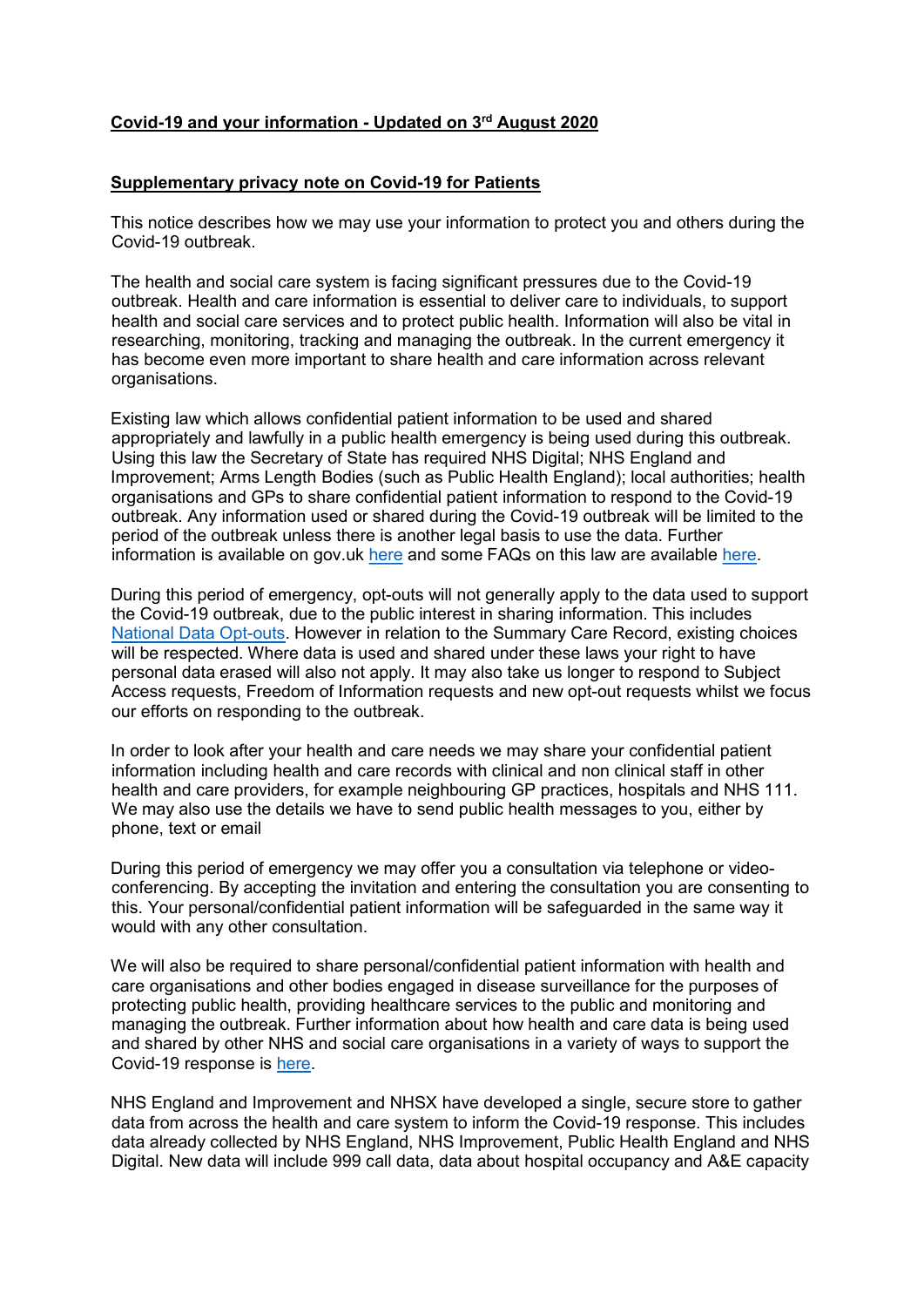## Covid-19 and your information - Updated on 3rd August 2020

### Supplementary privacy note on Covid-19 for Patients

This notice describes how we may use your information to protect you and others during the Covid-19 outbreak.

The health and social care system is facing significant pressures due to the Covid-19 outbreak. Health and care information is essential to deliver care to individuals, to support health and social care services and to protect public health. Information will also be vital in researching, monitoring, tracking and managing the outbreak. In the current emergency it has become even more important to share health and care information across relevant organisations.

Existing law which allows confidential patient information to be used and shared appropriately and lawfully in a public health emergency is being used during this outbreak. Using this law the Secretary of State has required NHS Digital; NHS England and Improvement; Arms Length Bodies (such as Public Health England); local authorities; health organisations and GPs to share confidential patient information to respond to the Covid-19 outbreak. Any information used or shared during the Covid-19 outbreak will be limited to the period of the outbreak unless there is another legal basis to use the data. Further information is available on gov.uk here and some FAQs on this law are available here.

During this period of emergency, opt-outs will not generally apply to the data used to support the Covid-19 outbreak, due to the public interest in sharing information. This includes National Data Opt-outs. However in relation to the Summary Care Record, existing choices will be respected. Where data is used and shared under these laws your right to have personal data erased will also not apply. It may also take us longer to respond to Subject Access requests, Freedom of Information requests and new opt-out requests whilst we focus our efforts on responding to the outbreak.

In order to look after your health and care needs we may share your confidential patient information including health and care records with clinical and non clinical staff in other health and care providers, for example neighbouring GP practices, hospitals and NHS 111. We may also use the details we have to send public health messages to you, either by phone, text or email

During this period of emergency we may offer you a consultation via telephone or video-conferencing. By accepting the invitation and entering the consultation you are consenting to this. Your personal/confidential patient information will be safeguarded in the same way it would with any other consultation.

We will also be required to share personal/confidential patient information with health and care organisations and other bodies engaged in disease surveillance for the purposes of protecting public health, providing healthcare services to the public and monitoring and managing the outbreak. Further information about how health and care data is being used and shared by other NHS and social care organisations in a variety of ways to support the Covid-19 response is here.

NHS England and Improvement and NHSX have developed a single, secure store to gather data from across the health and care system to inform the Covid-19 response. This includes data already collected by NHS England, NHS Improvement, Public Health England and NHS Digital. New data will include 999 call data, data about hospital occupancy and A&E capacity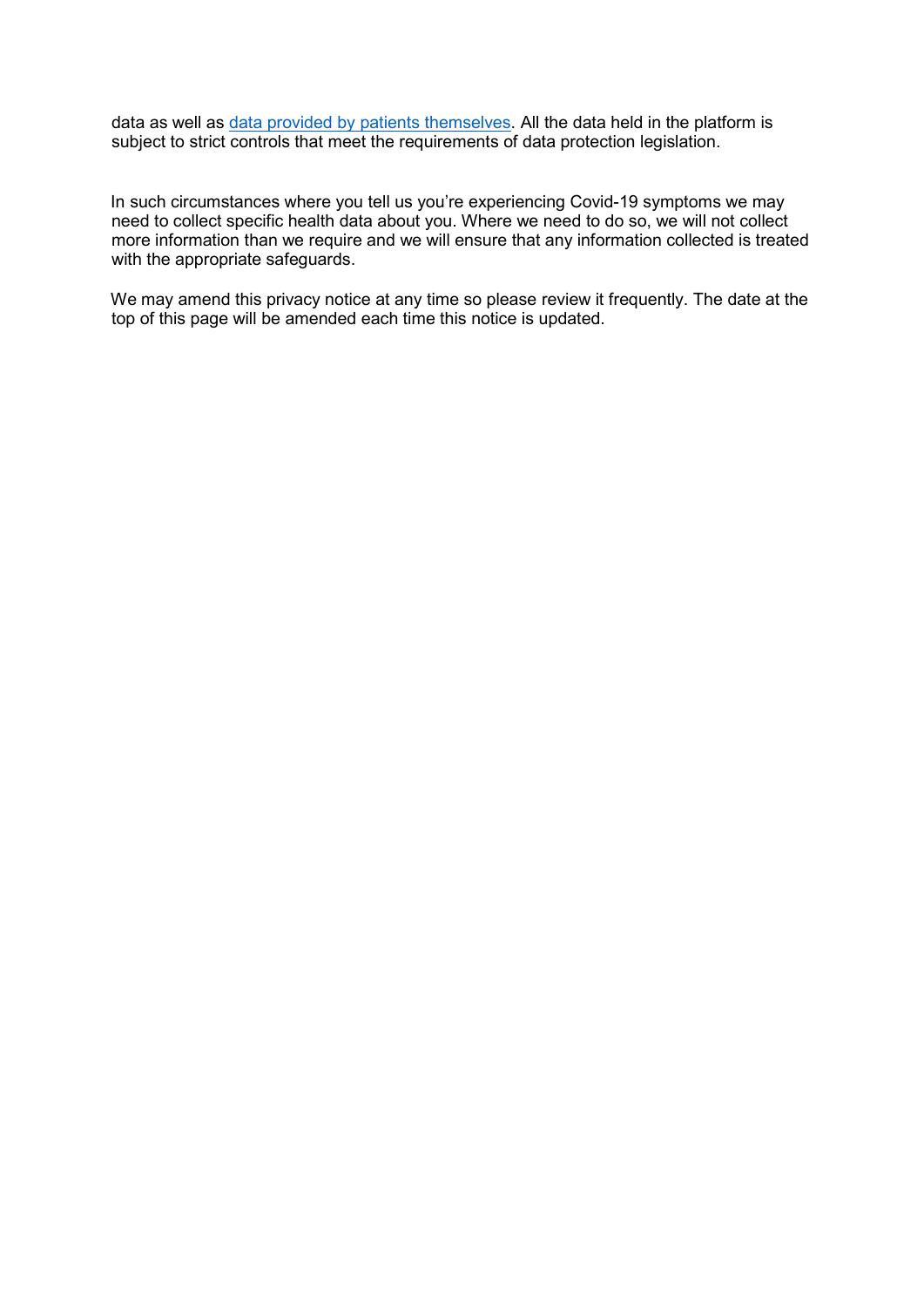data as well as data provided by patients themselves. All the data held in the platform is subject to strict controls that meet the requirements of data protection legislation.

In such circumstances where you tell us you're experiencing Covid-19 symptoms we may need to collect specific health data about you. Where we need to do so, we will not collect more information than we require and we will ensure that any information collected is treated with the appropriate safeguards.

We may amend this privacy notice at any time so please review it frequently. The date at the top of this page will be amended each time this notice is updated.